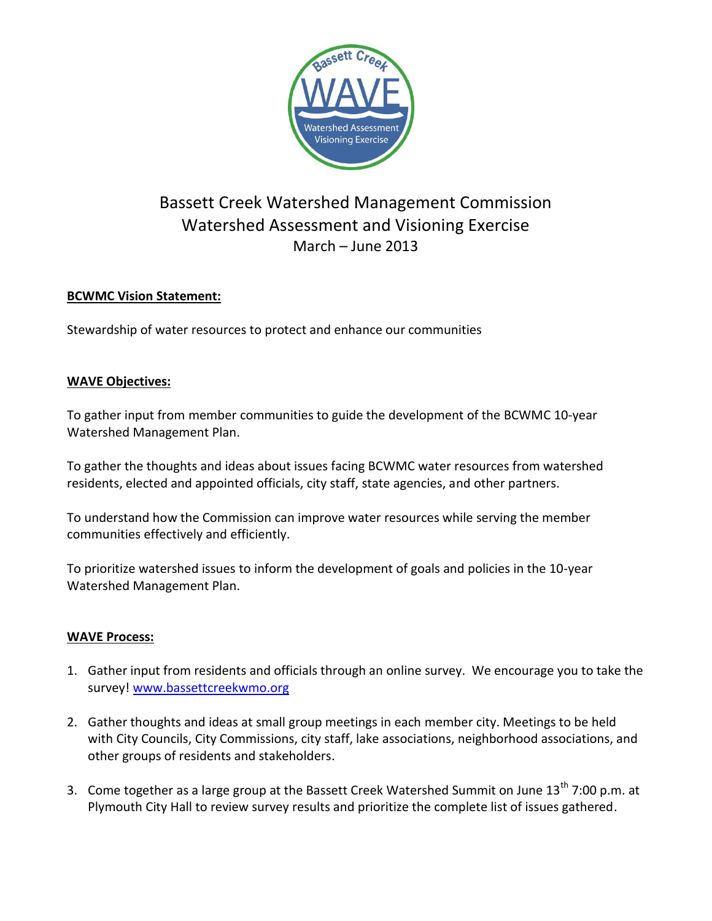# Bassett Creek Watershed Management Commission
# Watershed Assessment and Visioning Exercise

March – June 2013

**BCWMC Vision Statement:**

Stewardship of water resources to protect and enhance our communities

**WAVE Objectives:**

To gather input from member communities to guide the development of the BCWMC 10-year Watershed Management Plan.

To gather the thoughts and ideas about issues facing BCWMC water resources from watershed residents, elected and appointed officials, city staff, state agencies, and other partners.

To understand how the Commission can improve water resources while serving the member communities effectively and efficiently.

To prioritize watershed issues to inform the development of goals and policies in the 10-year Watershed Management Plan.

**WAVE Process:**

1. Gather input from residents and officials through an online survey. We encourage you to take the survey! www.bassettcreekwmo.org
2. Gather thoughts and ideas at small group meetings in each member city. Meetings to be held with City Councils, City Commissions, city staff, lake associations, neighborhood associations, and other groups of residents and stakeholders.
3. Come together as a large group at the Bassett Creek Watershed Summit on June 13th 7:00 p.m. at Plymouth City Hall to review survey results and prioritize the complete list of issues gathered.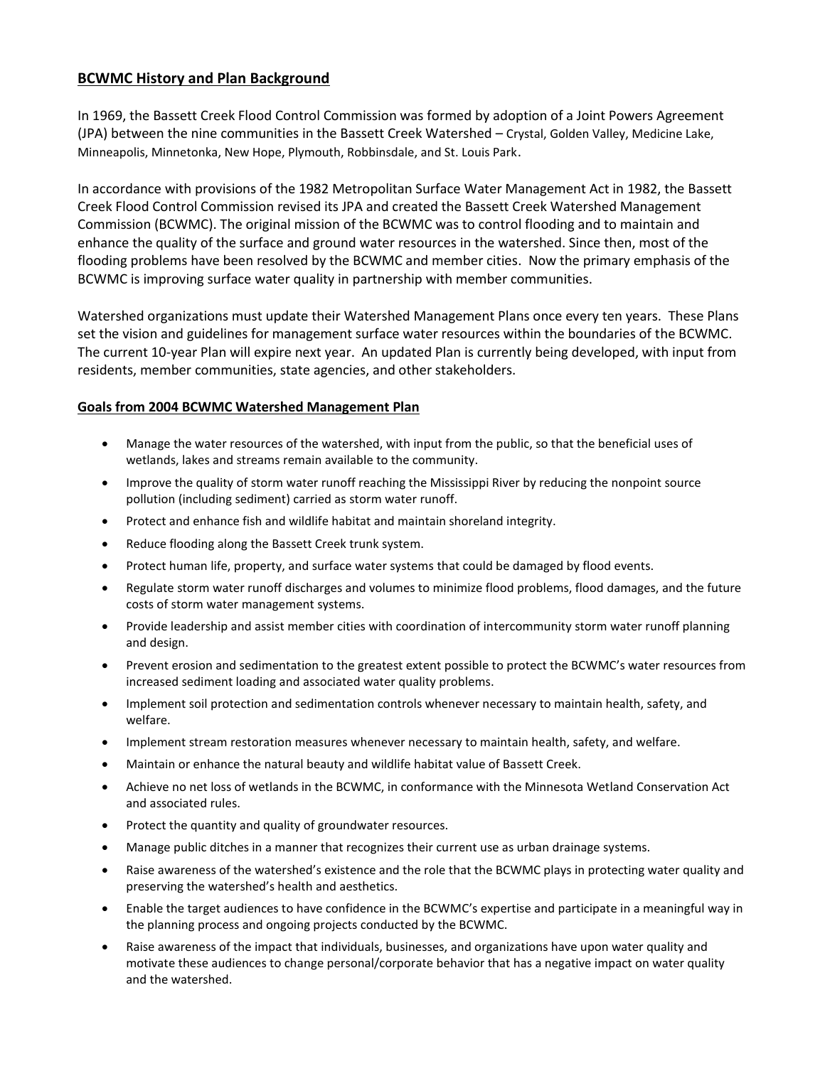## BCWMC History and Plan Background

In 1969, the Bassett Creek Flood Control Commission was formed by adoption of a Joint Powers Agreement (JPA) between the nine communities in the Bassett Creek Watershed – Crystal, Golden Valley, Medicine Lake, Minneapolis, Minnetonka, New Hope, Plymouth, Robbinsdale, and St. Louis Park.

In accordance with provisions of the 1982 Metropolitan Surface Water Management Act in 1982, the Bassett Creek Flood Control Commission revised its JPA and created the Bassett Creek Watershed Management Commission (BCWMC). The original mission of the BCWMC was to control flooding and to maintain and enhance the quality of the surface and ground water resources in the watershed. Since then, most of the flooding problems have been resolved by the BCWMC and member cities. Now the primary emphasis of the BCWMC is improving surface water quality in partnership with member communities.

Watershed organizations must update their Watershed Management Plans once every ten years. These Plans set the vision and guidelines for management surface water resources within the boundaries of the BCWMC. The current 10-year Plan will expire next year. An updated Plan is currently being developed, with input from residents, member communities, state agencies, and other stakeholders.

## Goals from 2004 BCWMC Watershed Management Plan

- Manage the water resources of the watershed, with input from the public, so that the beneficial uses of wetlands, lakes and streams remain available to the community.
- Improve the quality of storm water runoff reaching the Mississippi River by reducing the nonpoint source pollution (including sediment) carried as storm water runoff.
- Protect and enhance fish and wildlife habitat and maintain shoreland integrity.
- Reduce flooding along the Bassett Creek trunk system.
- Protect human life, property, and surface water systems that could be damaged by flood events.
- Regulate storm water runoff discharges and volumes to minimize flood problems, flood damages, and the future costs of storm water management systems.
- Provide leadership and assist member cities with coordination of intercommunity storm water runoff planning and design.
- Prevent erosion and sedimentation to the greatest extent possible to protect the BCWMC's water resources from increased sediment loading and associated water quality problems.
- Implement soil protection and sedimentation controls whenever necessary to maintain health, safety, and welfare.
- Implement stream restoration measures whenever necessary to maintain health, safety, and welfare.
- Maintain or enhance the natural beauty and wildlife habitat value of Bassett Creek.
- Achieve no net loss of wetlands in the BCWMC, in conformance with the Minnesota Wetland Conservation Act and associated rules.
- Protect the quantity and quality of groundwater resources.
- Manage public ditches in a manner that recognizes their current use as urban drainage systems.
- Raise awareness of the watershed's existence and the role that the BCWMC plays in protecting water quality and preserving the watershed's health and aesthetics.
- Enable the target audiences to have confidence in the BCWMC's expertise and participate in a meaningful way in the planning process and ongoing projects conducted by the BCWMC.
- Raise awareness of the impact that individuals, businesses, and organizations have upon water quality and motivate these audiences to change personal/corporate behavior that has a negative impact on water quality and the watershed.